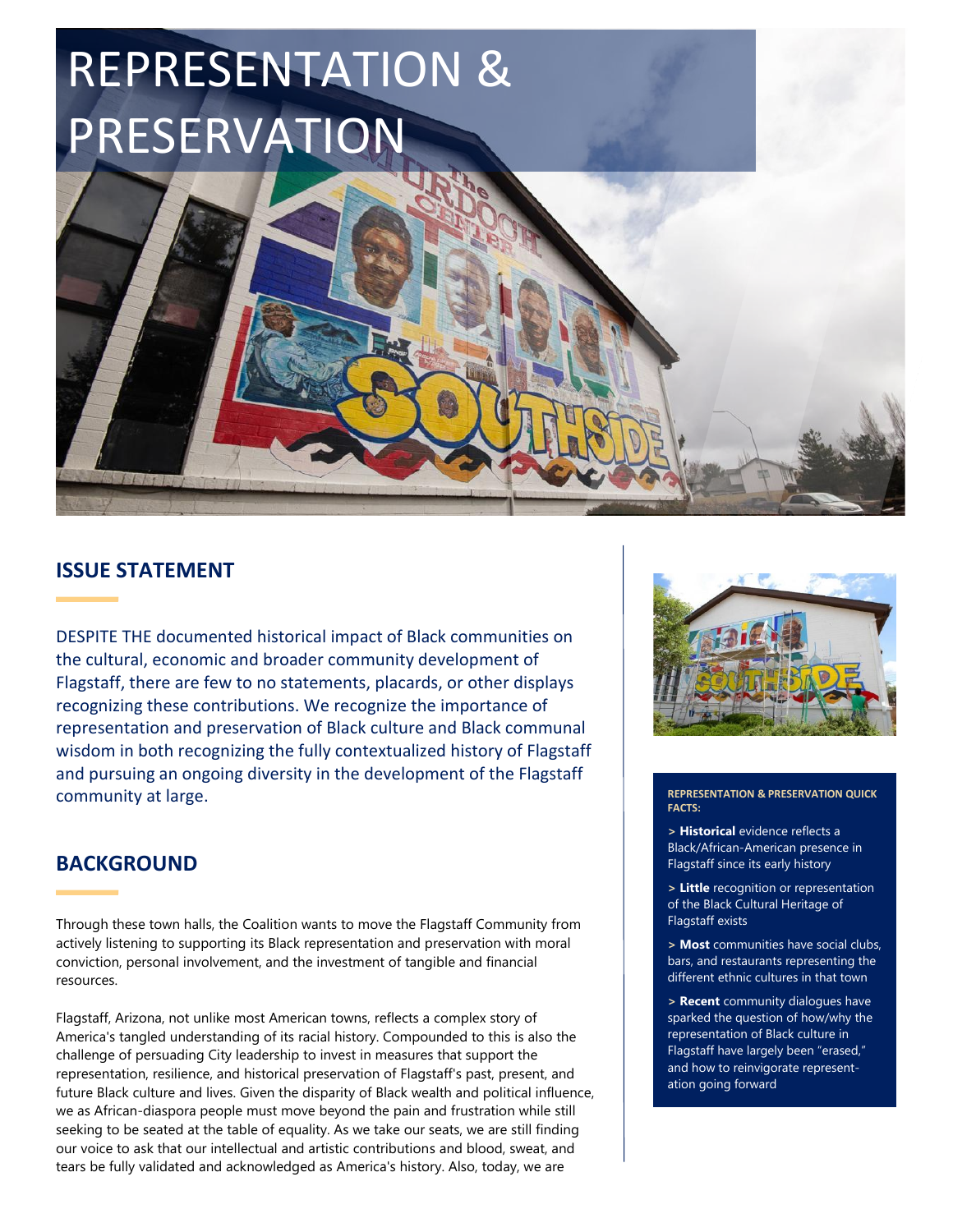# REPRESENTATION & PRESERVATION

## ISSUE STATEMENT

DESPITE THE documented historical impact of Black communities on the cultural, economic and broader community development of Flagstaff, there are few to no statements, placards, or other displays recognizing these contributions. We recognize the importance of representation and preservation of Black culture and Black communal wisdom in both recognizing the fully contextualized history of Flagstaff and pursuing an ongoing diversity in the development of the Flagstaff community at large.

## BACKGROUND

Through these town halls, the Coalition wants to move the Flagstaff Community from actively listening to supporting its Black representation and preservation with moral conviction, personal involvement, and the investment of tangible and financial resources.

Flagstaff, Arizona, not unlike most American towns, reflects a complex story of America's tangled understanding of its racial history. Compounded to this is also the challenge of persuading City leadership to invest in measures that support the representation, resilience, and historical preservation of Flagstaff's past, present, and future Black culture and lives. Given the disparity of Black wealth and political influence, we as African-diaspora people must move beyond the pain and frustration while still seeking to be seated at the table of equality. As we take our seats, we are still finding our voice to ask that our intellectual and artistic contributions and blood, sweat, and tears be fully validated and acknowledged as America's history. Also, today, we are

**REPRESENTATION & PRESERVATION QUICK FACTS:**

> **Historical** evidence reflects a Black/African-American presence in Flagstaff since its early history

> **Little** recognition or representation of the Black Cultural Heritage of Flagstaff exists

> **Most** communities have social clubs, bars, and restaurants representing the different ethnic cultures in that town

> **Recent** community dialogues have sparked the question of how/why the representation of Black culture in Flagstaff have largely been "erased," and how to reinvigorate representation going forward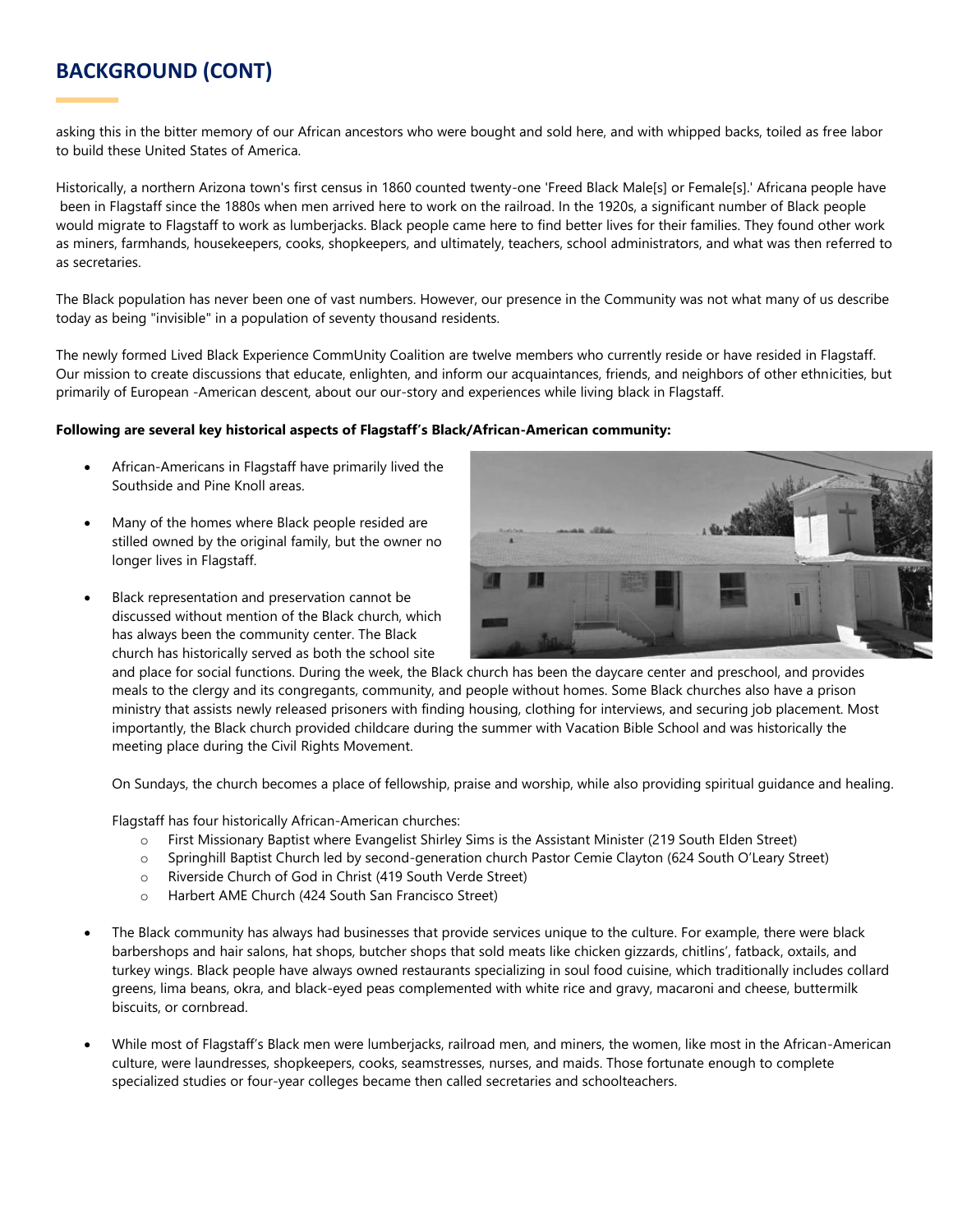## BACKGROUND (CONT)

asking this in the bitter memory of our African ancestors who were bought and sold here, and with whipped backs, toiled as free labor to build these United States of America.

Historically, a northern Arizona town's first census in 1860 counted twenty-one 'Freed Black Male[s] or Female[s].' Africana people have been in Flagstaff since the 1880s when men arrived here to work on the railroad. In the 1920s, a significant number of Black people would migrate to Flagstaff to work as lumberjacks. Black people came here to find better lives for their families. They found other work as miners, farmhands, housekeepers, cooks, shopkeepers, and ultimately, teachers, school administrators, and what was then referred to as secretaries.

The Black population has never been one of vast numbers. However, our presence in the Community was not what many of us describe today as being "invisible" in a population of seventy thousand residents.

The newly formed Lived Black Experience CommUnity Coalition are twelve members who currently reside or have resided in Flagstaff. Our mission to create discussions that educate, enlighten, and inform our acquaintances, friends, and neighbors of other ethnicities, but primarily of European -American descent, about our our-story and experiences while living black in Flagstaff.

**Following are several key historical aspects of Flagstaff's Black/African-American community:**

- African-Americans in Flagstaff have primarily lived the Southside and Pine Knoll areas.
- Many of the homes where Black people resided are stilled owned by the original family, but the owner no longer lives in Flagstaff.
- Black representation and preservation cannot be discussed without mention of the Black church, which has always been the community center. The Black church has historically served as both the school site and place for social functions. During the week, the Black church has been the daycare center and preschool, and provides meals to the clergy and its congregants, community, and people without homes. Some Black churches also have a prison ministry that assists newly released prisoners with finding housing, clothing for interviews, and securing job placement. Most importantly, the Black church provided childcare during the summer with Vacation Bible School and was historically the meeting place during the Civil Rights Movement.

  On Sundays, the church becomes a place of fellowship, praise and worship, while also providing spiritual guidance and healing.

  Flagstaff has four historically African-American churches:
    - First Missionary Baptist where Evangelist Shirley Sims is the Assistant Minister (219 South Elden Street)
    - Springhill Baptist Church led by second-generation church Pastor Cemie Clayton (624 South O'Leary Street)
    - Riverside Church of God in Christ (419 South Verde Street)
    - Harbert AME Church (424 South San Francisco Street)
- The Black community has always had businesses that provide services unique to the culture. For example, there were black barbershops and hair salons, hat shops, butcher shops that sold meats like chicken gizzards, chitlins', fatback, oxtails, and turkey wings. Black people have always owned restaurants specializing in soul food cuisine, which traditionally includes collard greens, lima beans, okra, and black-eyed peas complemented with white rice and gravy, macaroni and cheese, buttermilk biscuits, or cornbread.
- While most of Flagstaff's Black men were lumberjacks, railroad men, and miners, the women, like most in the African-American culture, were laundresses, shopkeepers, cooks, seamstresses, nurses, and maids. Those fortunate enough to complete specialized studies or four-year colleges became then called secretaries and schoolteachers.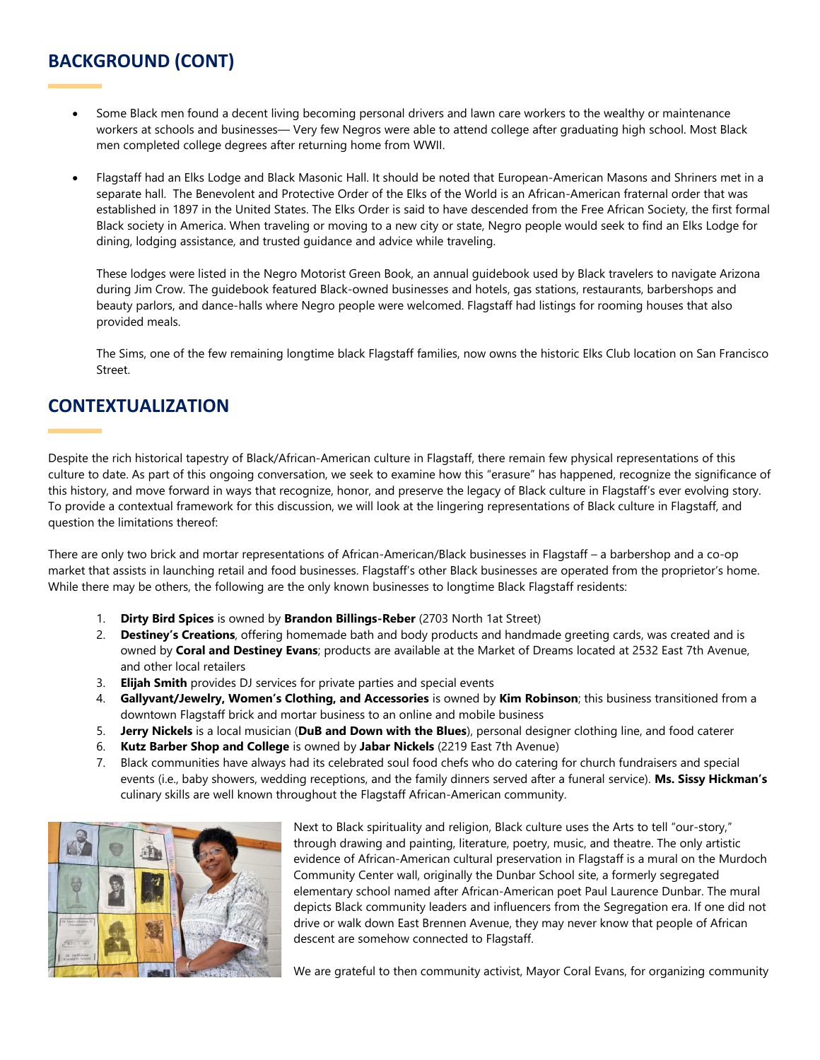## BACKGROUND (CONT)

- Some Black men found a decent living becoming personal drivers and lawn care workers to the wealthy or maintenance workers at schools and businesses— Very few Negros were able to attend college after graduating high school. Most Black men completed college degrees after returning home from WWII.

- Flagstaff had an Elks Lodge and Black Masonic Hall. It should be noted that European-American Masons and Shriners met in a separate hall. The Benevolent and Protective Order of the Elks of the World is an African-American fraternal order that was established in 1897 in the United States. The Elks Order is said to have descended from the Free African Society, the first formal Black society in America. When traveling or moving to a new city or state, Negro people would seek to find an Elks Lodge for dining, lodging assistance, and trusted guidance and advice while traveling.

  These lodges were listed in the Negro Motorist Green Book, an annual guidebook used by Black travelers to navigate Arizona during Jim Crow. The guidebook featured Black-owned businesses and hotels, gas stations, restaurants, barbershops and beauty parlors, and dance-halls where Negro people were welcomed. Flagstaff had listings for rooming houses that also provided meals.

  The Sims, one of the few remaining longtime black Flagstaff families, now owns the historic Elks Club location on San Francisco Street.

## CONTEXTUALIZATION

Despite the rich historical tapestry of Black/African-American culture in Flagstaff, there remain few physical representations of this culture to date. As part of this ongoing conversation, we seek to examine how this "erasure" has happened, recognize the significance of this history, and move forward in ways that recognize, honor, and preserve the legacy of Black culture in Flagstaff's ever evolving story. To provide a contextual framework for this discussion, we will look at the lingering representations of Black culture in Flagstaff, and question the limitations thereof:

There are only two brick and mortar representations of African-American/Black businesses in Flagstaff – a barbershop and a co-op market that assists in launching retail and food businesses. Flagstaff's other Black businesses are operated from the proprietor's home. While there may be others, the following are the only known businesses to longtime Black Flagstaff residents:

1. **Dirty Bird Spices** is owned by **Brandon Billings-Reber** (2703 North 1at Street)
2. **Destiney's Creations**, offering homemade bath and body products and handmade greeting cards, was created and is owned by **Coral and Destiney Evans**; products are available at the Market of Dreams located at 2532 East 7th Avenue, and other local retailers
3. **Elijah Smith** provides DJ services for private parties and special events
4. **Gallyvant/Jewelry, Women's Clothing, and Accessories** is owned by **Kim Robinson**; this business transitioned from a downtown Flagstaff brick and mortar business to an online and mobile business
5. **Jerry Nickels** is a local musician (**DuB and Down with the Blues**), personal designer clothing line, and food caterer
6. **Kutz Barber Shop and College** is owned by **Jabar Nickels** (2219 East 7th Avenue)
7. Black communities have always had its celebrated soul food chefs who do catering for church fundraisers and special events (i.e., baby showers, wedding receptions, and the family dinners served after a funeral service). **Ms. Sissy Hickman's** culinary skills are well known throughout the Flagstaff African-American community.

Next to Black spirituality and religion, Black culture uses the Arts to tell "our-story," through drawing and painting, literature, poetry, music, and theatre. The only artistic evidence of African-American cultural preservation in Flagstaff is a mural on the Murdoch Community Center wall, originally the Dunbar School site, a formerly segregated elementary school named after African-American poet Paul Laurence Dunbar. The mural depicts Black community leaders and influencers from the Segregation era. If one did not drive or walk down East Brennen Avenue, they may never know that people of African descent are somehow connected to Flagstaff.

We are grateful to then community activist, Mayor Coral Evans, for organizing community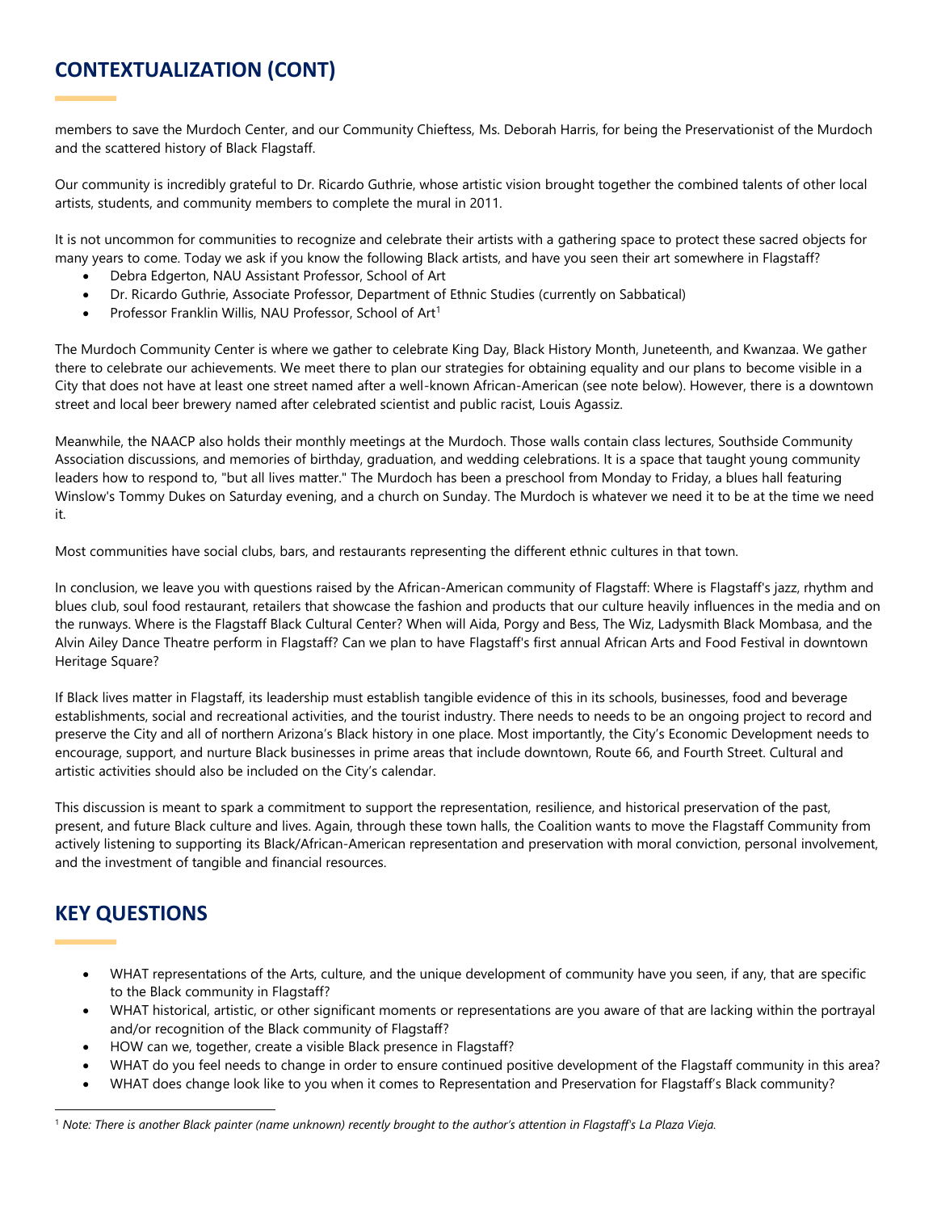## CONTEXTUALIZATION (CONT)

members to save the Murdoch Center, and our Community Chieftess, Ms. Deborah Harris, for being the Preservationist of the Murdoch and the scattered history of Black Flagstaff.

Our community is incredibly grateful to Dr. Ricardo Guthrie, whose artistic vision brought together the combined talents of other local artists, students, and community members to complete the mural in 2011.

It is not uncommon for communities to recognize and celebrate their artists with a gathering space to protect these sacred objects for many years to come. Today we ask if you know the following Black artists, and have you seen their art somewhere in Flagstaff?

- Debra Edgerton, NAU Assistant Professor, School of Art
- Dr. Ricardo Guthrie, Associate Professor, Department of Ethnic Studies (currently on Sabbatical)
- Professor Franklin Willis, NAU Professor, School of Art[1]

The Murdoch Community Center is where we gather to celebrate King Day, Black History Month, Juneteenth, and Kwanzaa. We gather there to celebrate our achievements. We meet there to plan our strategies for obtaining equality and our plans to become visible in a City that does not have at least one street named after a well-known African-American (see note below). However, there is a downtown street and local beer brewery named after celebrated scientist and public racist, Louis Agassiz.

Meanwhile, the NAACP also holds their monthly meetings at the Murdoch. Those walls contain class lectures, Southside Community Association discussions, and memories of birthday, graduation, and wedding celebrations. It is a space that taught young community leaders how to respond to, "but all lives matter." The Murdoch has been a preschool from Monday to Friday, a blues hall featuring Winslow's Tommy Dukes on Saturday evening, and a church on Sunday. The Murdoch is whatever we need it to be at the time we need it.

Most communities have social clubs, bars, and restaurants representing the different ethnic cultures in that town.

In conclusion, we leave you with questions raised by the African-American community of Flagstaff: Where is Flagstaff's jazz, rhythm and blues club, soul food restaurant, retailers that showcase the fashion and products that our culture heavily influences in the media and on the runways. Where is the Flagstaff Black Cultural Center? When will Aida, Porgy and Bess, The Wiz, Ladysmith Black Mombasa, and the Alvin Ailey Dance Theatre perform in Flagstaff? Can we plan to have Flagstaff's first annual African Arts and Food Festival in downtown Heritage Square?

If Black lives matter in Flagstaff, its leadership must establish tangible evidence of this in its schools, businesses, food and beverage establishments, social and recreational activities, and the tourist industry. There needs to needs to be an ongoing project to record and preserve the City and all of northern Arizona's Black history in one place. Most importantly, the City's Economic Development needs to encourage, support, and nurture Black businesses in prime areas that include downtown, Route 66, and Fourth Street. Cultural and artistic activities should also be included on the City's calendar.

This discussion is meant to spark a commitment to support the representation, resilience, and historical preservation of the past, present, and future Black culture and lives. Again, through these town halls, the Coalition wants to move the Flagstaff Community from actively listening to supporting its Black/African-American representation and preservation with moral conviction, personal involvement, and the investment of tangible and financial resources.

## KEY QUESTIONS

- WHAT representations of the Arts, culture, and the unique development of community have you seen, if any, that are specific to the Black community in Flagstaff?
- WHAT historical, artistic, or other significant moments or representations are you aware of that are lacking within the portrayal and/or recognition of the Black community of Flagstaff?
- HOW can we, together, create a visible Black presence in Flagstaff?
- WHAT do you feel needs to change in order to ensure continued positive development of the Flagstaff community in this area?
- WHAT does change look like to you when it comes to Representation and Preservation for Flagstaff's Black community?

[1] *Note: There is another Black painter (name unknown) recently brought to the author's attention in Flagstaff's La Plaza Vieja.*